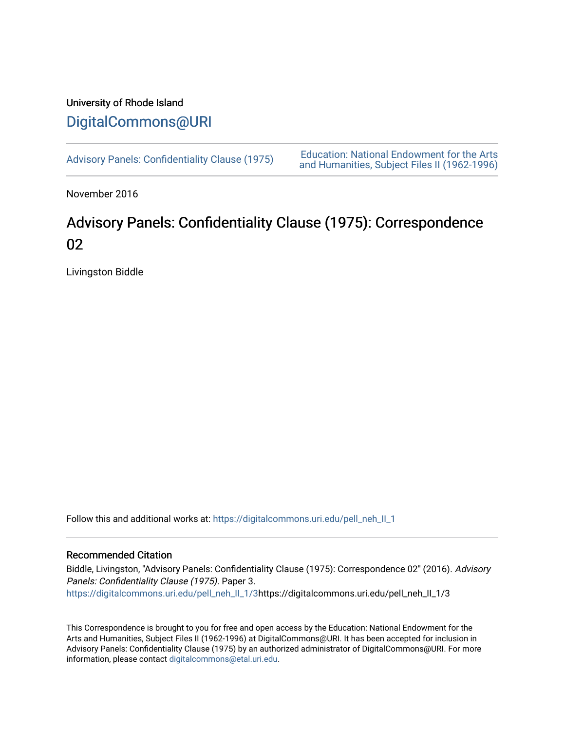University of Rhode Island

# DigitalCommons@URI

Advisory Panels: Confidentiality Clause (1975)

Education: National Endowment for the Arts and Humanities, Subject Files II (1962-1996)

November 2016

## Advisory Panels: Confidentiality Clause (1975): Correspondence 02

Livingston Biddle

Follow this and additional works at: https://digitalcommons.uri.edu/pell_neh_II_1

### Recommended Citation

Biddle, Livingston, "Advisory Panels: Confidentiality Clause (1975): Correspondence 02" (2016). *Advisory Panels: Confidentiality Clause (1975)*. Paper 3.
https://digitalcommons.uri.edu/pell_neh_II_1/3https://digitalcommons.uri.edu/pell_neh_II_1/3

This Correspondence is brought to you for free and open access by the Education: National Endowment for the Arts and Humanities, Subject Files II (1962-1996) at DigitalCommons@URI. It has been accepted for inclusion in Advisory Panels: Confidentiality Clause (1975) by an authorized administrator of DigitalCommons@URI. For more information, please contact digitalcommons@etal.uri.edu.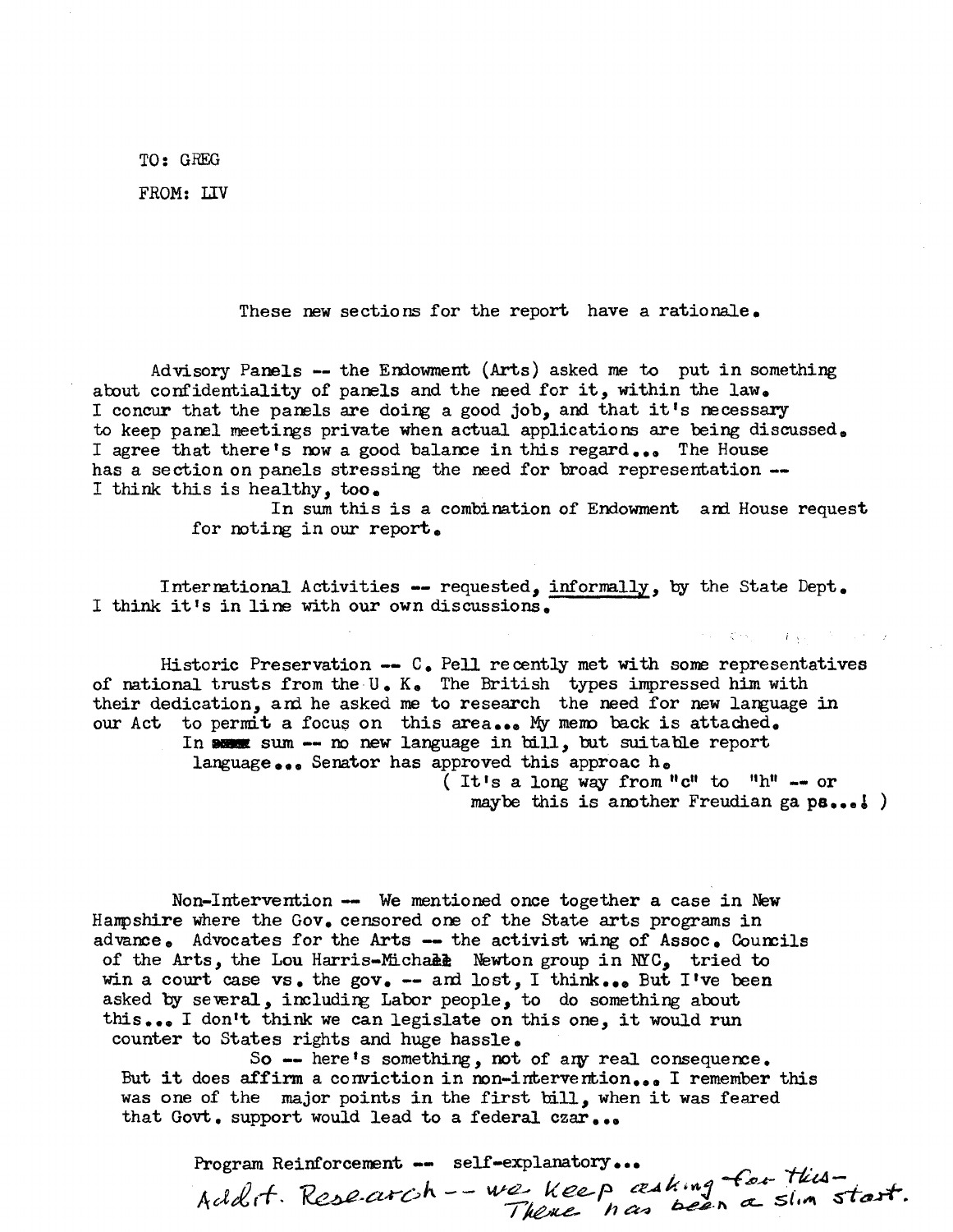TO: GREG

FROM: LIV

These new sections for the report have a rationale.

Advisory Panels -- the Endowment (Arts) asked me to put in something about confidentiality of panels and the need for it, within the law. I concur that the panels are doing a good job, and that it's necessary to keep panel meetings private when actual applications are being discussed. I agree that there's now a good balance in this regard... The House has a section on panels stressing the need for broad representation -- I think this is healthy, too.

In sum this is a combination of Endowment and House request for noting in our report.

International Activities -- requested, <u>informally</u>, by the State Dept. I think it's in line with our own discussions.

Historic Preservation -- C. Pell recently met with some representatives of national trusts from the U. K. The British types impressed him with their dedication, and he asked me to research the need for new language in our Act to permit a focus on this area... My memo back is attached.

In ~~sum~~ sum -- no new language in bill, but suitable report language... Senator has approved this approac h.

( It's a long way from "c" to "h" -- or maybe this is another Freudian ga ps...! )

Non-Intervention -- We mentioned once together a case in New Hampshire where the Gov. censored one of the State arts programs in advance. Advocates for the Arts -- the activist wing of Assoc. Councils of the Arts, the Lou Harris-Michael Newton group in NYC, tried to win a court case vs. the gov. -- and lost, I think... But I've been asked by several, including Labor people, to do something about this... I don't think we can legislate on this one, it would run counter to States rights and huge hassle.

So -- here's something, not of any real consequence. But it does affirm a conviction in non-intervention... I remember this was one of the major points in the first bill, when it was feared that Govt. support would lead to a federal czar...

Program Reinforcement -- self-explanatory...

Addit. Research -- we keep asking for this -- There has been a slim start.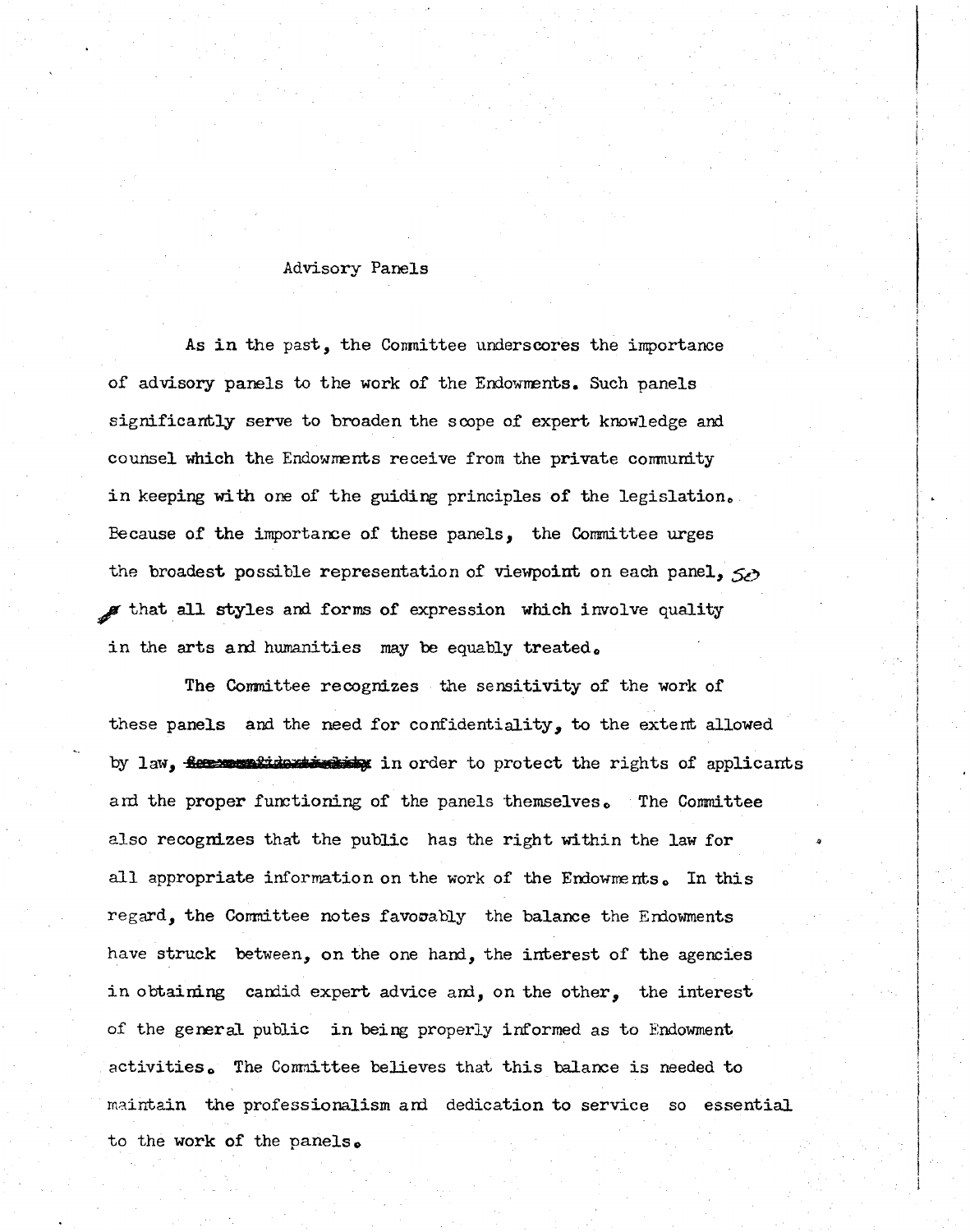## Advisory Panels

As in the past, the Committee underscores the importance of advisory panels to the work of the Endowments. Such panels significantly serve to broaden the scope of expert knowledge and counsel which the Endowments receive from the private community in keeping with one of the guiding principles of the legislation. Because of the importance of these panels, the Committee urges the broadest possible representation of viewpoint on each panel, so that all styles and forms of expression which involve quality in the arts and humanities may be equably treated.

The Committee recognizes the sensitivity of the work of these panels and the need for confidentiality, to the extent allowed by law, in order to protect the rights of applicants and the proper functioning of the panels themselves. The Committee also recognizes that the public has the right within the law for all appropriate information on the work of the Endowments. In this regard, the Committee notes favorably the balance the Endowments have struck between, on the one hand, the interest of the agencies in obtaining candid expert advice and, on the other, the interest of the general public in being properly informed as to Endowment activities. The Committee believes that this balance is needed to maintain the professionalism and dedication to service so essential to the work of the panels.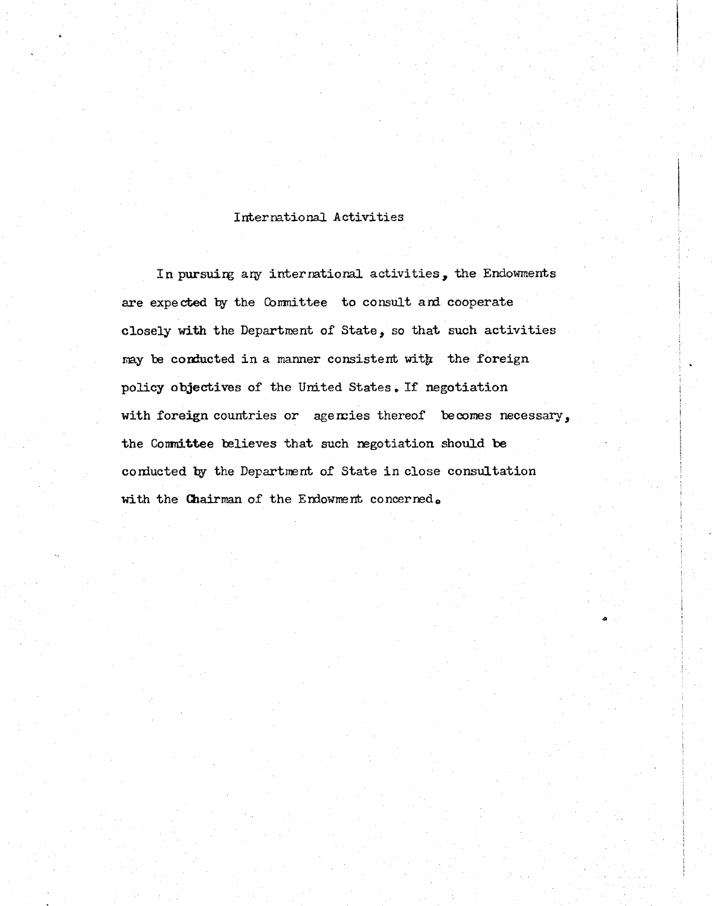## International Activities

In pursuing any international activities, the Endowments are expected by the Committee to consult and cooperate closely with the Department of State, so that such activities may be conducted in a manner consistent with the foreign policy objectives of the United States. If negotiation with foreign countries or agencies thereof becomes necessary, the Committee believes that such negotiation should be conducted by the Department of State in close consultation with the Chairman of the Endowment concerned.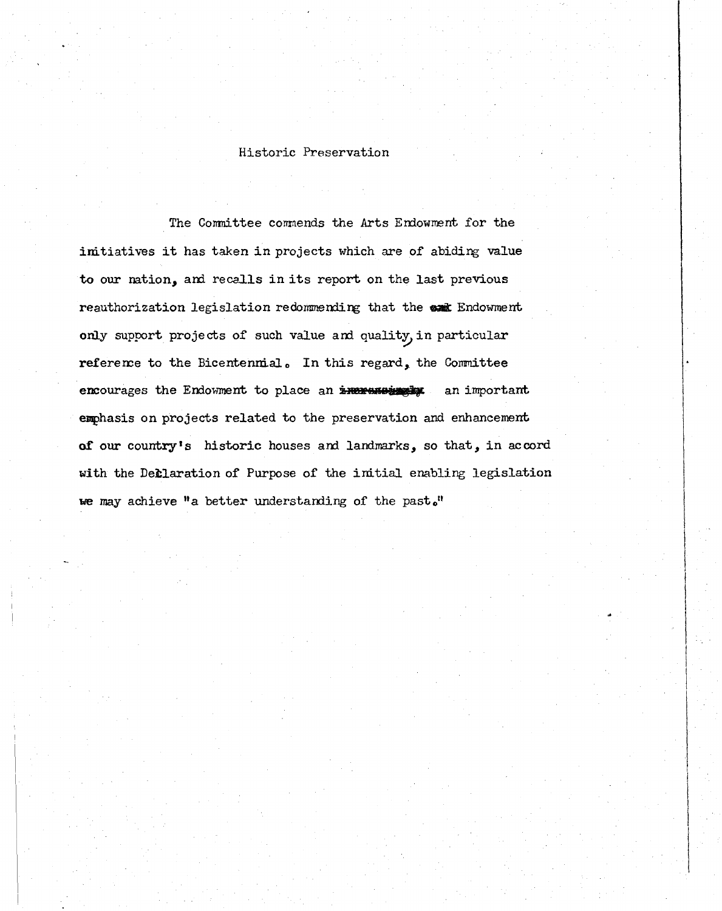## Historic Preservation

The Committee commends the Arts Endowment for the initiatives it has taken in projects which are of abiding value to our nation, and recalls in its report on the last previous reauthorization legislation redommending that the Endowment only support projects of such value and quality, in particular reference to the Bicentennial. In this regard, the Committee encourages the Endowment to place an an important emphasis on projects related to the preservation and enhancement of our country's historic houses and landmarks, so that, in accord with the Declaration of Purpose of the initial enabling legislation we may achieve "a better understanding of the past."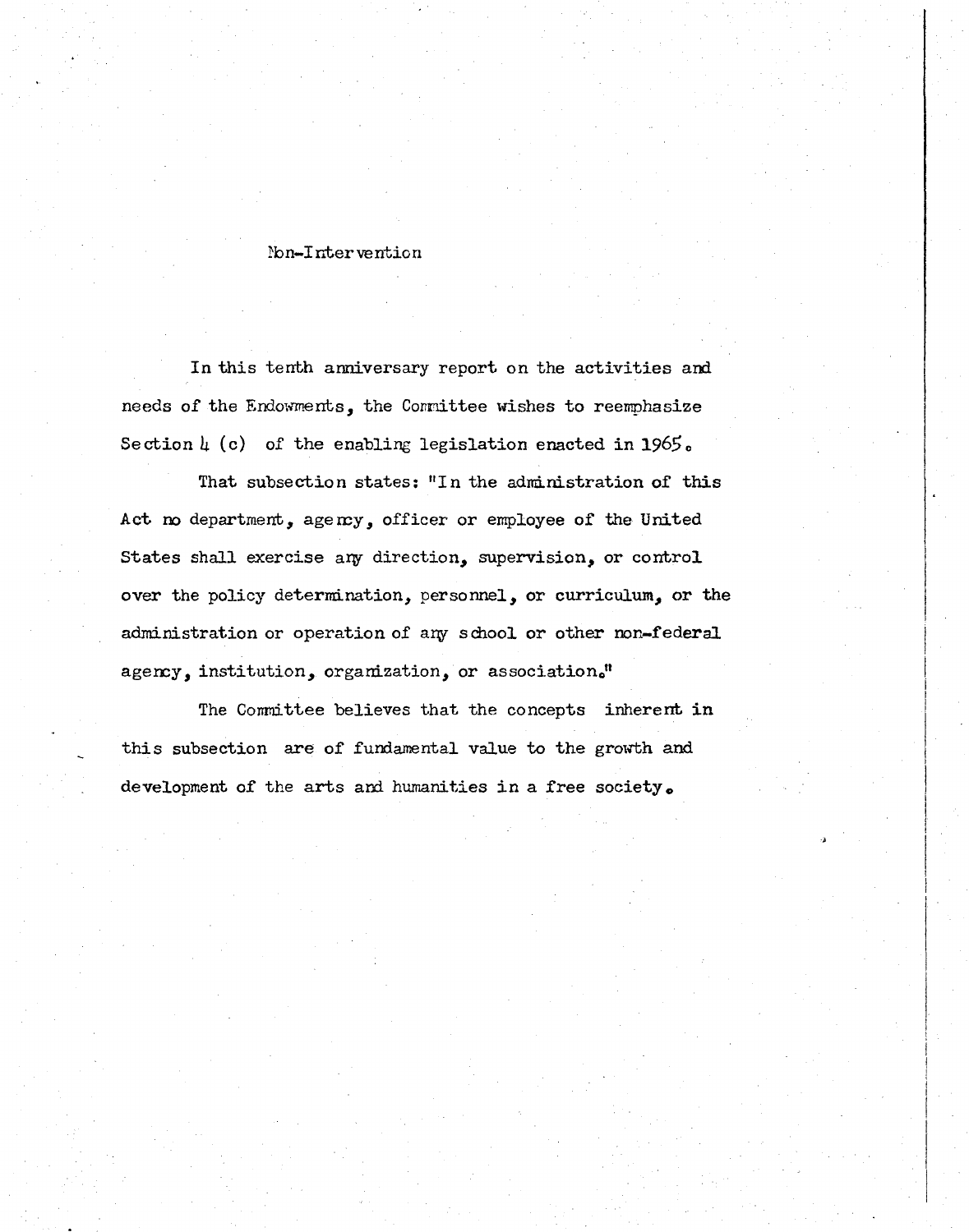## Non-Intervention

In this tenth anniversary report on the activities and needs of the Endowments, the Committee wishes to reemphasize Section 4 (c) of the enabling legislation enacted in 1965.

That subsection states: "In the administration of this Act no department, agency, officer or employee of the United States shall exercise any direction, supervision, or control over the policy determination, personnel, or curriculum, or the administration or operation of any school or other non-federal agency, institution, organization, or association."

The Committee believes that the concepts inherent in this subsection are of fundamental value to the growth and development of the arts and humanities in a free society.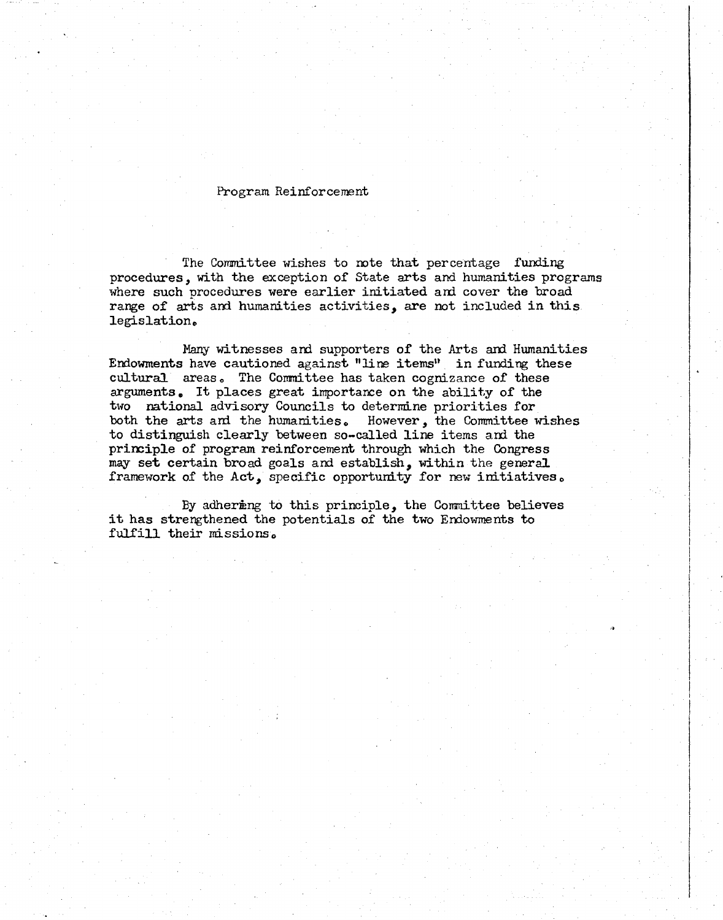## Program Reinforcement

The Committee wishes to note that percentage funding procedures, with the exception of State arts and humanities programs where such procedures were earlier initiated and cover the broad range of arts and humanities activities, are not included in this legislation.

Many witnesses and supporters of the Arts and Humanities Endowments have cautioned against "line items" in funding these cultural areas. The Committee has taken cognizance of these arguments. It places great importance on the ability of the two national advisory Councils to determine priorities for both the arts and the humanities. However, the Committee wishes to distinguish clearly between so-called line items and the principle of program reinforcement through which the Congress may set certain broad goals and establish, within the general framework of the Act, specific opportunity for new initiatives.

By adhering to this principle, the Committee believes it has strengthened the potentials of the two Endowments to fulfill their missions.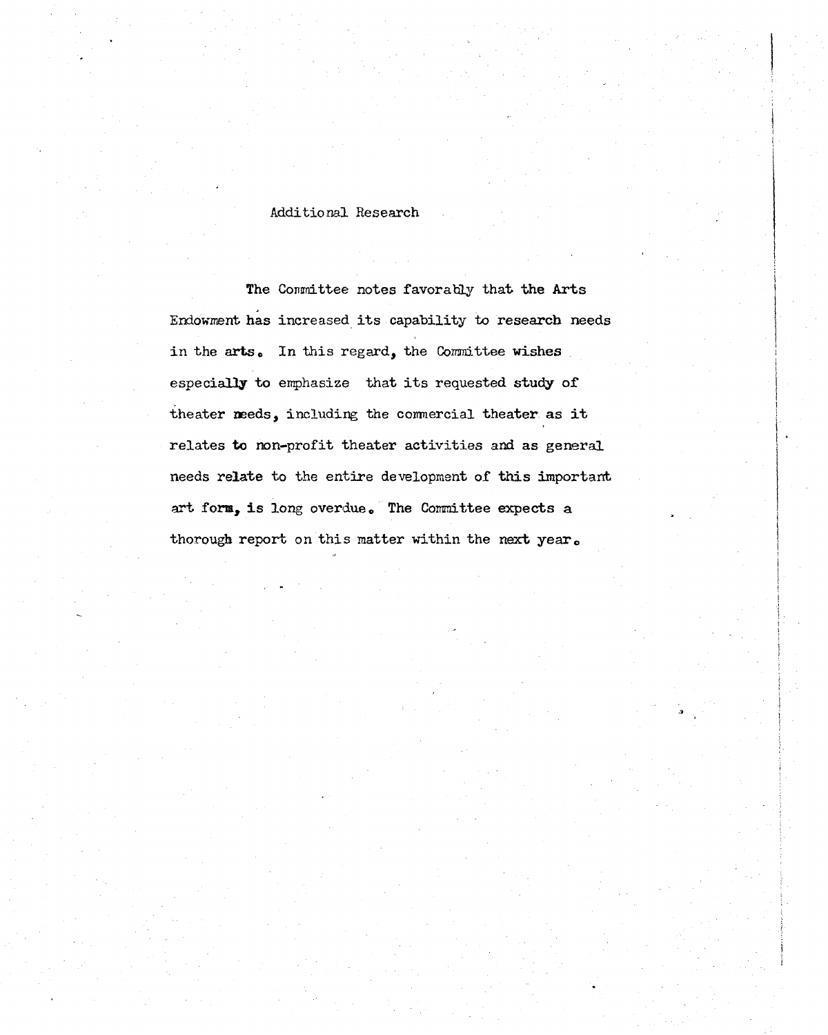## Additional Research

The Committee notes favorably that the Arts Endowment has increased its capability to research needs in the arts. In this regard, the Committee wishes especially to emphasize that its requested study of theater needs, including the commercial theater as it relates to non-profit theater activities and as general needs relate to the entire development of this important art form, is long overdue. The Committee expects a thorough report on this matter within the next year.